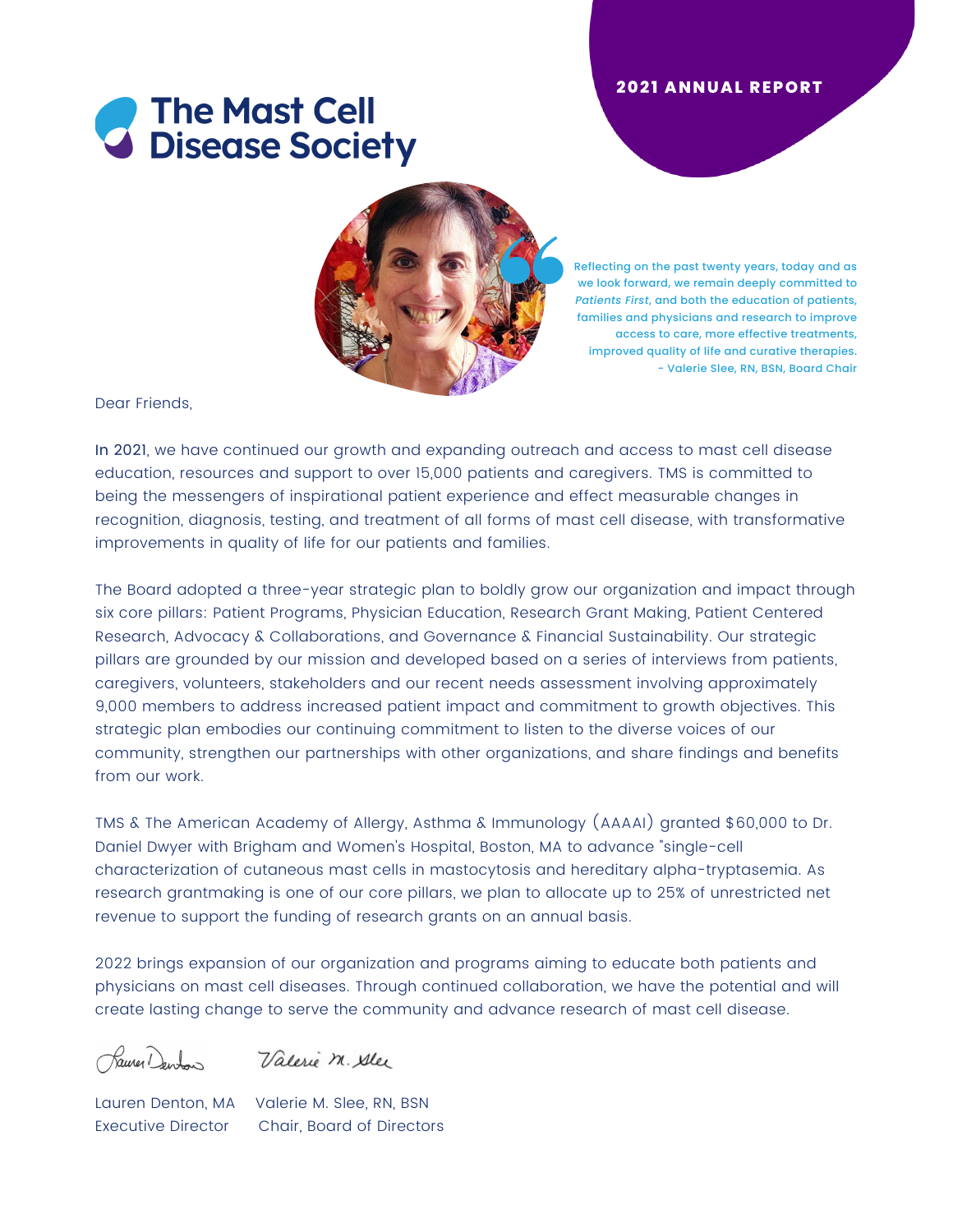**2021 ANNUAL REPORT**

# The Mast Cell Disease Society

> Reflecting on the past twenty years, today and as we look forward, we remain deeply committed to *Patients First*, and both the education of patients, families and physicians and research to improve access to care, more effective treatments, improved quality of life and curative therapies.
> - Valerie Slee, RN, BSN, Board Chair

Dear Friends,

In 2021, we have continued our growth and expanding outreach and access to mast cell disease education, resources and support to over 15,000 patients and caregivers. TMS is committed to being the messengers of inspirational patient experience and effect measurable changes in recognition, diagnosis, testing, and treatment of all forms of mast cell disease, with transformative improvements in quality of life for our patients and families.

The Board adopted a three-year strategic plan to boldly grow our organization and impact through six core pillars: Patient Programs, Physician Education, Research Grant Making, Patient Centered Research, Advocacy & Collaborations, and Governance & Financial Sustainability. Our strategic pillars are grounded by our mission and developed based on a series of interviews from patients, caregivers, volunteers, stakeholders and our recent needs assessment involving approximately 9,000 members to address increased patient impact and commitment to growth objectives. This strategic plan embodies our continuing commitment to listen to the diverse voices of our community, strengthen our partnerships with other organizations, and share findings and benefits from our work.

TMS & The American Academy of Allergy, Asthma & Immunology (AAAAI) granted $60,000 to Dr. Daniel Dwyer with Brigham and Women's Hospital, Boston, MA to advance "single-cell characterization of cutaneous mast cells in mastocytosis and hereditary alpha-tryptasemia. As research grantmaking is one of our core pillars, we plan to allocate up to 25% of unrestricted net revenue to support the funding of research grants on an annual basis.

2022 brings expansion of our organization and programs aiming to educate both patients and physicians on mast cell diseases. Through continued collaboration, we have the potential and will create lasting change to serve the community and advance research of mast cell disease.

Lauren Denton, MA
Executive Director

Valerie M. Slee, RN, BSN
Chair, Board of Directors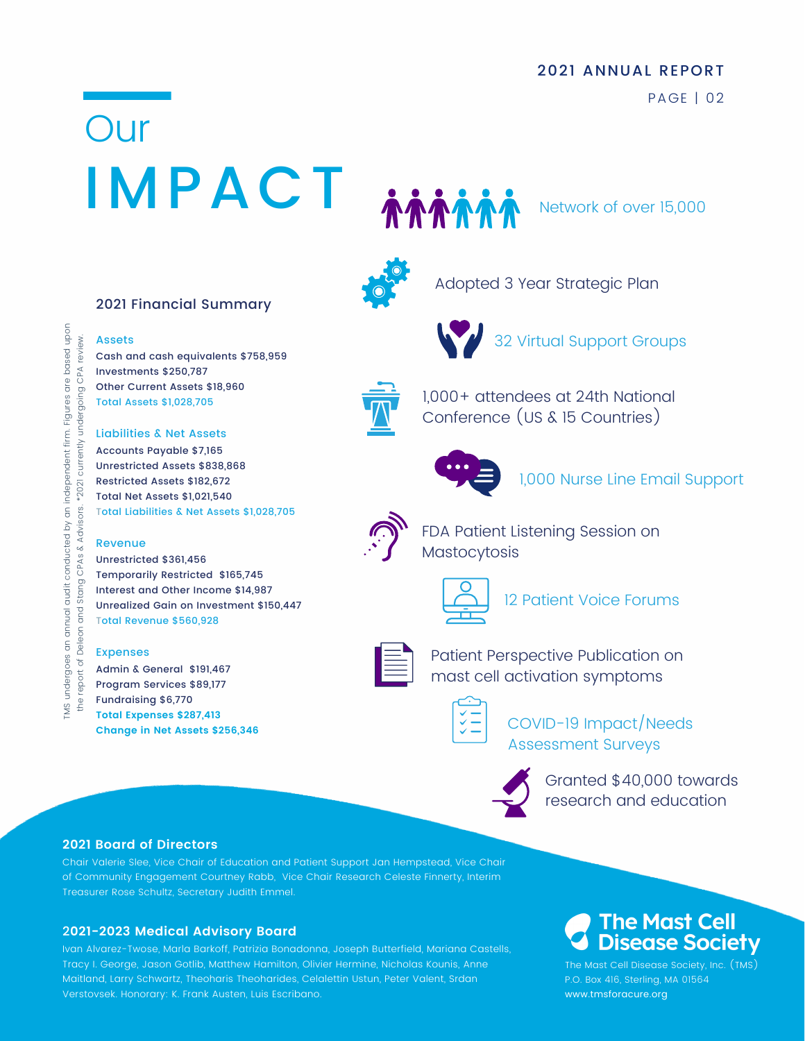# Our IMPACT

Network of over 15,000

Adopted 3 Year Strategic Plan

32 Virtual Support Groups

1,000+ attendees at 24th National Conference (US & 15 Countries)

1,000 Nurse Line Email Support

FDA Patient Listening Session on Mastocytosis

12 Patient Voice Forums

Patient Perspective Publication on mast cell activation symptoms

COVID-19 Impact/Needs Assessment Surveys

Granted $40,000 towards research and education

## 2021 Financial Summary

TMS undergoes an annual audit conducted by an independent firm. Figures are based upon the report of Deleon and Stang CPAs & Advisors. *2021 currently undergoing CPA review.

### Assets

Cash and cash equivalents $758,959
Investments $250,787
Other Current Assets $18,960
Total Assets $1,028,705

### Liabilities & Net Assets

Accounts Payable $7,165
Unrestricted Assets $838,868
Restricted Assets $182,672
Total Net Assets $1,021,540
Total Liabilities & Net Assets $1,028,705

### Revenue

Unrestricted $361,456
Temporarily Restricted $165,745
Interest and Other Income $14,987
Unrealized Gain on Investment $150,447
Total Revenue $560,928

### Expenses

Admin & General $191,467
Program Services $89,177
Fundraising $6,770
**Total Expenses $287,413**
**Change in Net Assets $256,346**

## 2021 Board of Directors

Chair Valerie Slee, Vice Chair of Education and Patient Support Jan Hempstead, Vice Chair of Community Engagement Courtney Rabb, Vice Chair Research Celeste Finnerty, Interim Treasurer Rose Schultz, Secretary Judith Emmel.

## 2021-2023 Medical Advisory Board

Ivan Alvarez-Twose, Marla Barkoff, Patrizia Bonadonna, Joseph Butterfield, Mariana Castells, Tracy I. George, Jason Gotlib, Matthew Hamilton, Olivier Hermine, Nicholas Kounis, Anne Maitland, Larry Schwartz, Theoharis Theoharides, Celalettin Ustun, Peter Valent, Srdan Verstovsek. Honorary: K. Frank Austen, Luis Escribano.

**The Mast Cell Disease Society**

The Mast Cell Disease Society, Inc. (TMS)
P.O. Box 416, Sterling, MA 01564
www.tmsforacure.org